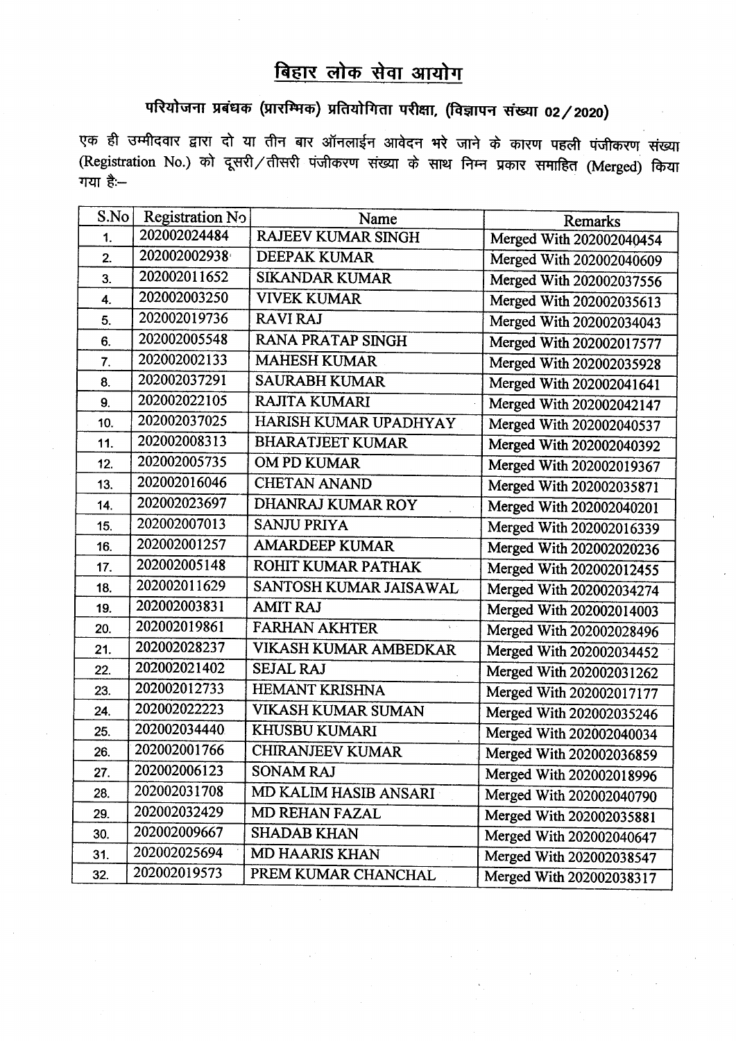# बिहार लोक सेवा आयोग

## परियोजना प्रबंधक (प्रारम्भिक) प्रतियोगिता परीक्षा, (विज्ञापन संख्या 02/2020)

एक ही उम्मीदवार द्वारा दो या तीन बार ऑनलाईन आवेदन भरे जाने के कारण पहली पंजीकरण संख्या (Registration No.) को दूसरी/तीसरी पंजीकरण संख्या के साथ निम्न प्रकार समाहित (Merged) किया गया है:–

| S.No | Registration No | Name | Remarks |
|---|---|---|---|
| 1. | 202002024484 | RAJEEV KUMAR SINGH | Merged With 202002040454 |
| 2. | 202002002938 | DEEPAK KUMAR | Merged With 202002040609 |
| 3. | 202002011652 | SIKANDAR KUMAR | Merged With 202002037556 |
| 4. | 202002003250 | VIVEK KUMAR | Merged With 202002035613 |
| 5. | 202002019736 | RAVI RAJ | Merged With 202002034043 |
| 6. | 202002005548 | RANA PRATAP SINGH | Merged With 202002017577 |
| 7. | 202002002133 | MAHESH KUMAR | Merged With 202002035928 |
| 8. | 202002037291 | SAURABH KUMAR | Merged With 202002041641 |
| 9. | 202002022105 | RAJITA KUMARI | Merged With 202002042147 |
| 10. | 202002037025 | HARISH KUMAR UPADHYAY | Merged With 202002040537 |
| 11. | 202002008313 | BHARATJEET KUMAR | Merged With 202002040392 |
| 12. | 202002005735 | OM PD KUMAR | Merged With 202002019367 |
| 13. | 202002016046 | CHETAN ANAND | Merged With 202002035871 |
| 14. | 202002023697 | DHANRAJ KUMAR ROY | Merged With 202002040201 |
| 15. | 202002007013 | SANJU PRIYA | Merged With 202002016339 |
| 16. | 202002001257 | AMARDEEP KUMAR | Merged With 202002020236 |
| 17. | 202002005148 | ROHIT KUMAR PATHAK | Merged With 202002012455 |
| 18. | 202002011629 | SANTOSH KUMAR JAISAWAL | Merged With 202002034274 |
| 19. | 202002003831 | AMIT RAJ | Merged With 202002014003 |
| 20. | 202002019861 | FARHAN AKHTER | Merged With 202002028496 |
| 21. | 202002028237 | VIKASH KUMAR AMBEDKAR | Merged With 202002034452 |
| 22. | 202002021402 | SEJAL RAJ | Merged With 202002031262 |
| 23. | 202002012733 | HEMANT KRISHNA | Merged With 202002017177 |
| 24. | 202002022223 | VIKASH KUMAR SUMAN | Merged With 202002035246 |
| 25. | 202002034440 | KHUSBU KUMARI | Merged With 202002040034 |
| 26. | 202002001766 | CHIRANJEEV KUMAR | Merged With 202002036859 |
| 27. | 202002006123 | SONAM RAJ | Merged With 202002018996 |
| 28. | 202002031708 | MD KALIM HASIB ANSARI | Merged With 202002040790 |
| 29. | 202002032429 | MD REHAN FAZAL | Merged With 202002035881 |
| 30. | 202002009667 | SHADAB KHAN | Merged With 202002040647 |
| 31. | 202002025694 | MD HAARIS KHAN | Merged With 202002038547 |
| 32. | 202002019573 | PREM KUMAR CHANCHAL | Merged With 202002038317 |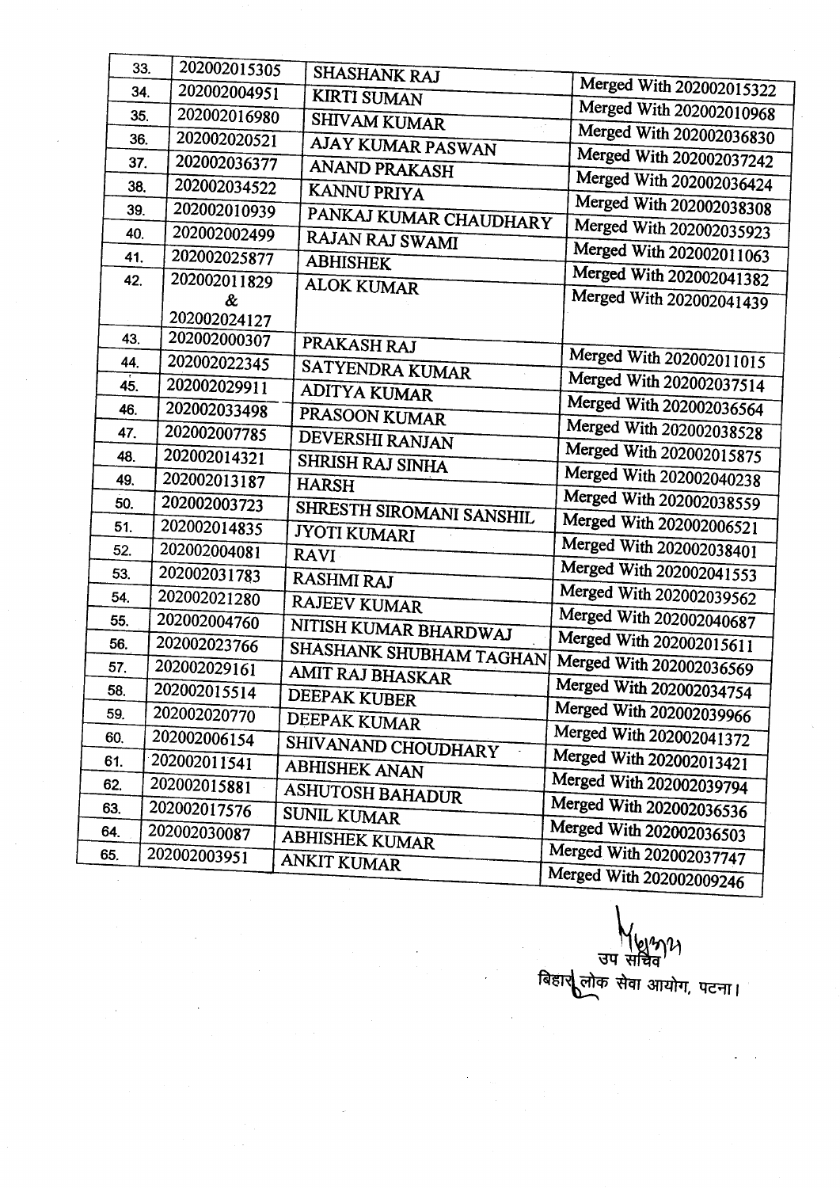| | | | |
|---|---|---|---|
| 33. | 202002015305 | SHASHANK RAJ | Merged With 202002015322 |
| 34. | 202002004951 | KIRTI SUMAN | Merged With 202002010968 |
| 35. | 202002016980 | SHIVAM KUMAR | Merged With 202002036830 |
| 36. | 202002020521 | AJAY KUMAR PASWAN | Merged With 202002037242 |
| 37. | 202002036377 | ANAND PRAKASH | Merged With 202002036424 |
| 38. | 202002034522 | KANNU PRIYA | Merged With 202002038308 |
| 39. | 202002010939 | PANKAJ KUMAR CHAUDHARY | Merged With 202002035923 |
| 40. | 202002002499 | RAJAN RAJ SWAMI | Merged With 202002011063 |
| 41. | 202002025877 | ABHISHEK | Merged With 202002041382 |
| 42. | 202002011829 & 202002024127 | ALOK KUMAR | Merged With 202002041439 |
| 43. | 202002000307 | PRAKASH RAJ | Merged With 202002011015 |
| 44. | 202002022345 | SATYENDRA KUMAR | Merged With 202002037514 |
| 45. | 202002029911 | ADITYA KUMAR | Merged With 202002036564 |
| 46. | 202002033498 | PRASOON KUMAR | Merged With 202002038528 |
| 47. | 202002007785 | DEVERSHI RANJAN | Merged With 202002015875 |
| 48. | 202002014321 | SHRISH RAJ SINHA | Merged With 202002040238 |
| 49. | 202002013187 | HARSH | Merged With 202002038559 |
| 50. | 202002003723 | SHRESTH SIROMANI SANSHIL | Merged With 202002006521 |
| 51. | 202002014835 | JYOTI KUMARI | Merged With 202002038401 |
| 52. | 202002004081 | RAVI | Merged With 202002041553 |
| 53. | 202002031783 | RASHMI RAJ | Merged With 202002039562 |
| 54. | 202002021280 | RAJEEV KUMAR | Merged With 202002040687 |
| 55. | 202002004760 | NITISH KUMAR BHARDWAJ | Merged With 202002015611 |
| 56. | 202002023766 | SHASHANK SHUBHAM TAGHAN | Merged With 202002036569 |
| 57. | 202002029161 | AMIT RAJ BHASKAR | Merged With 202002034754 |
| 58. | 202002015514 | DEEPAK KUBER | Merged With 202002039966 |
| 59. | 202002020770 | DEEPAK KUMAR | Merged With 202002041372 |
| 60. | 202002006154 | SHIVANAND CHOUDHARY | Merged With 202002013421 |
| 61. | 202002011541 | ABHISHEK ANAN | Merged With 202002039794 |
| 62. | 202002015881 | ASHUTOSH BAHADUR | Merged With 202002036536 |
| 63. | 202002017576 | SUNIL KUMAR | Merged With 202002036503 |
| 64. | 202002030087 | ABHISHEK KUMAR | Merged With 202002037747 |
| 65. | 202002003951 | ANKIT KUMAR | Merged With 202002009246 |

उप सचिव
बिहार लोक सेवा आयोग, पटना।